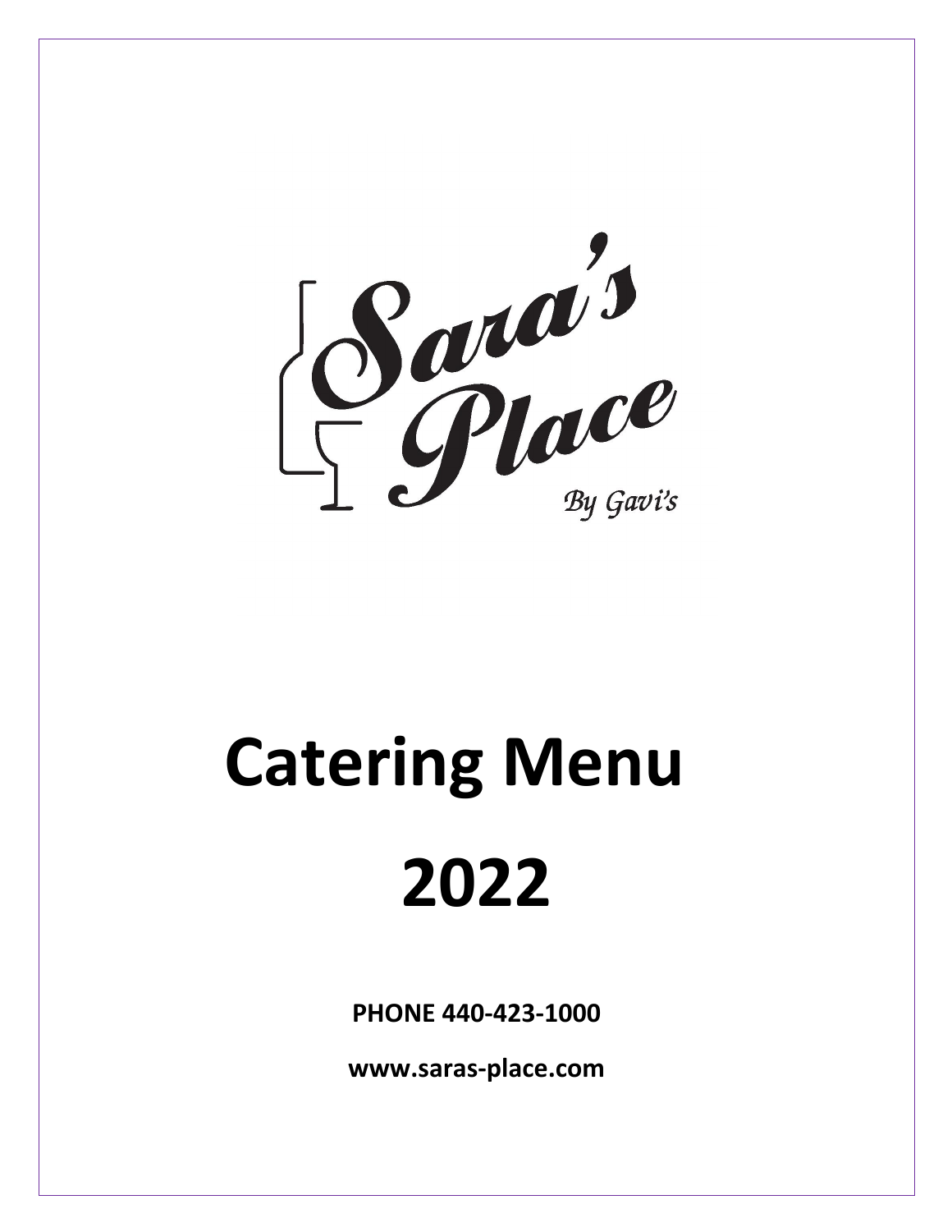Sara's Place

By Gavi's

# Catering Menu

# 2022

**PHONE 440-423-1000**

**www.saras-place.com**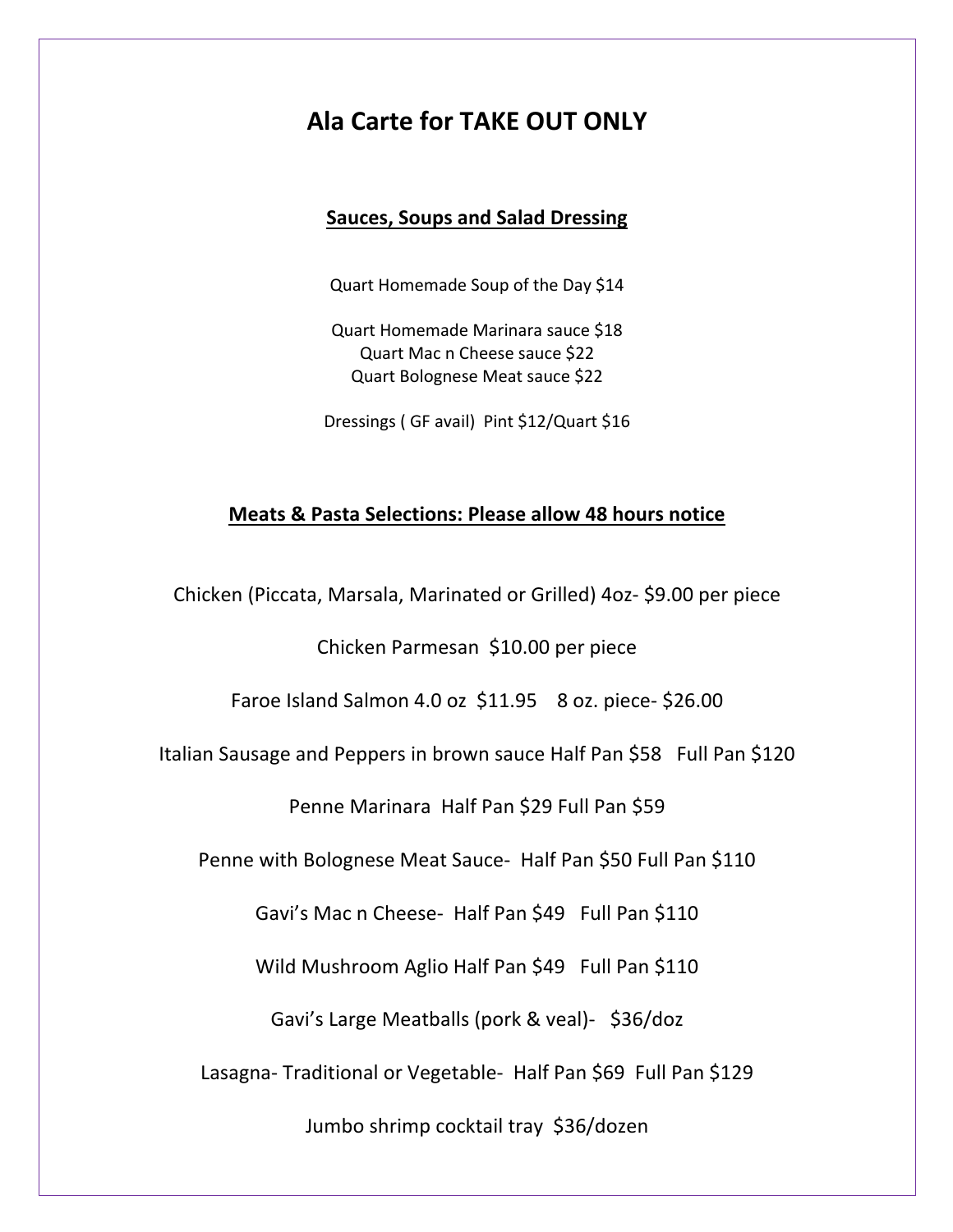# Ala Carte for TAKE OUT ONLY

## Sauces, Soups and Salad Dressing

Quart Homemade Soup of the Day $14

Quart Homemade Marinara sauce $18
Quart Mac n Cheese sauce $22
Quart Bolognese Meat sauce $22

Dressings ( GF avail) Pint $12/Quart $16

## Meats & Pasta Selections: Please allow 48 hours notice

Chicken (Piccata, Marsala, Marinated or Grilled) 4oz- $9.00 per piece

Chicken Parmesan $10.00 per piece

Faroe Island Salmon 4.0 oz $11.95 8 oz. piece- $26.00

Italian Sausage and Peppers in brown sauce Half Pan $58 Full Pan $120

Penne Marinara Half Pan $29 Full Pan $59

Penne with Bolognese Meat Sauce- Half Pan $50 Full Pan $110

Gavi's Mac n Cheese- Half Pan $49 Full Pan $110

Wild Mushroom Aglio Half Pan $49 Full Pan $110

Gavi's Large Meatballs (pork & veal)- $36/doz

Lasagna- Traditional or Vegetable- Half Pan $69 Full Pan $129

Jumbo shrimp cocktail tray $36/dozen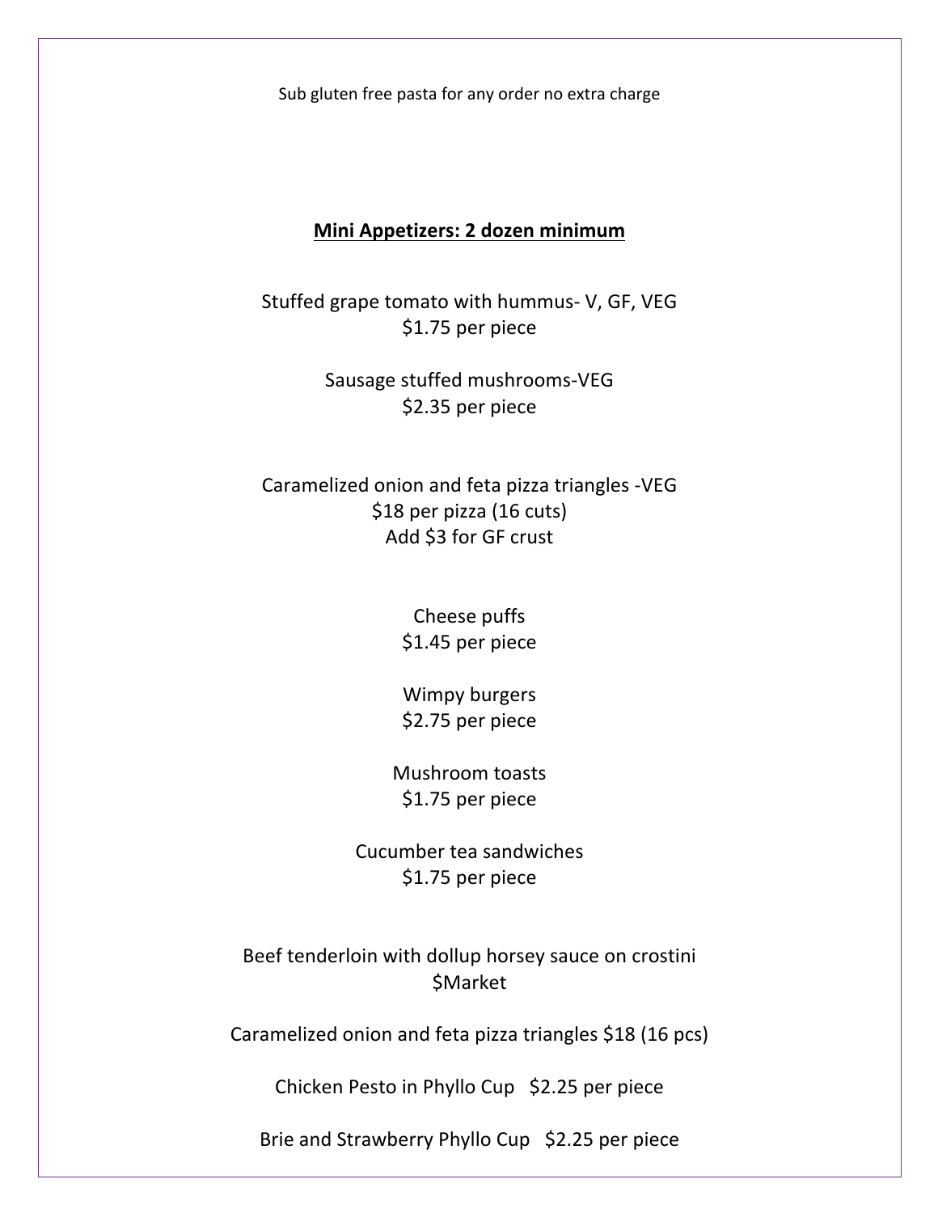Sub gluten free pasta for any order no extra charge

## <u>**Mini Appetizers: 2 dozen minimum**</u>

Stuffed grape tomato with hummus- V, GF, VEG
$1.75 per piece

Sausage stuffed mushrooms-VEG
$2.35 per piece

Caramelized onion and feta pizza triangles -VEG
$18 per pizza (16 cuts)
Add $3 for GF crust

Cheese puffs
$1.45 per piece

Wimpy burgers
$2.75 per piece

Mushroom toasts
$1.75 per piece

Cucumber tea sandwiches
$1.75 per piece

Beef tenderloin with dollup horsey sauce on crostini
$Market

Caramelized onion and feta pizza triangles $18 (16 pcs)

Chicken Pesto in Phyllo Cup   $2.25 per piece

Brie and Strawberry Phyllo Cup   $2.25 per piece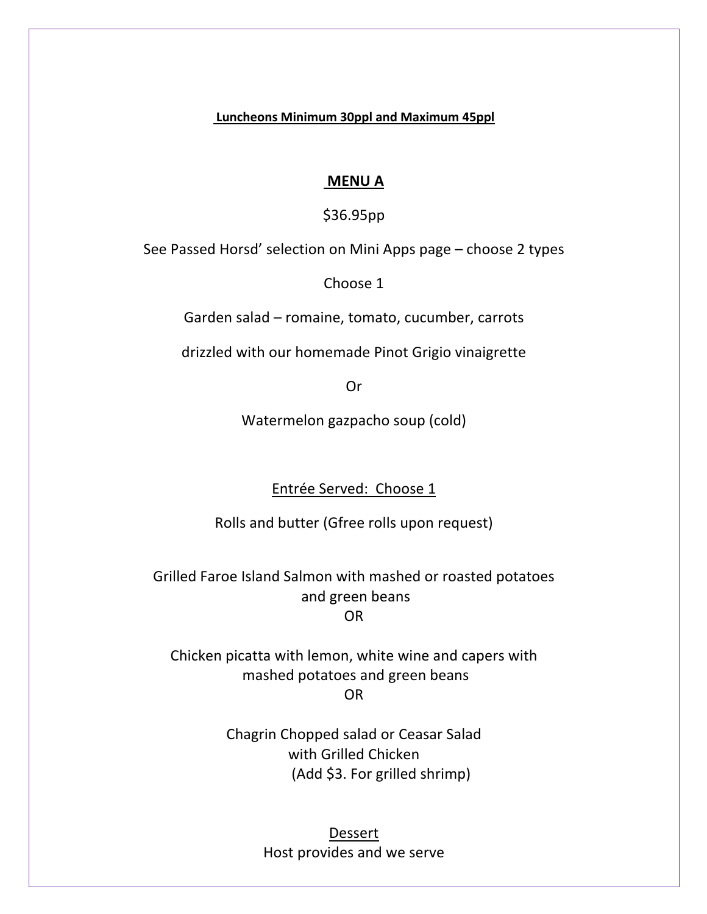**Luncheons Minimum 30ppl and Maximum 45ppl**

## MENU A

$36.95pp

See Passed Horsd' selection on Mini Apps page – choose 2 types

Choose 1

Garden salad – romaine, tomato, cucumber, carrots

drizzled with our homemade Pinot Grigio vinaigrette

Or

Watermelon gazpacho soup (cold)

Entrée Served: Choose 1

Rolls and butter (Gfree rolls upon request)

Grilled Faroe Island Salmon with mashed or roasted potatoes and green beans

OR

Chicken picatta with lemon, white wine and capers with mashed potatoes and green beans

OR

Chagrin Chopped salad or Ceasar Salad with Grilled Chicken

(Add $3. For grilled shrimp)

Dessert

Host provides and we serve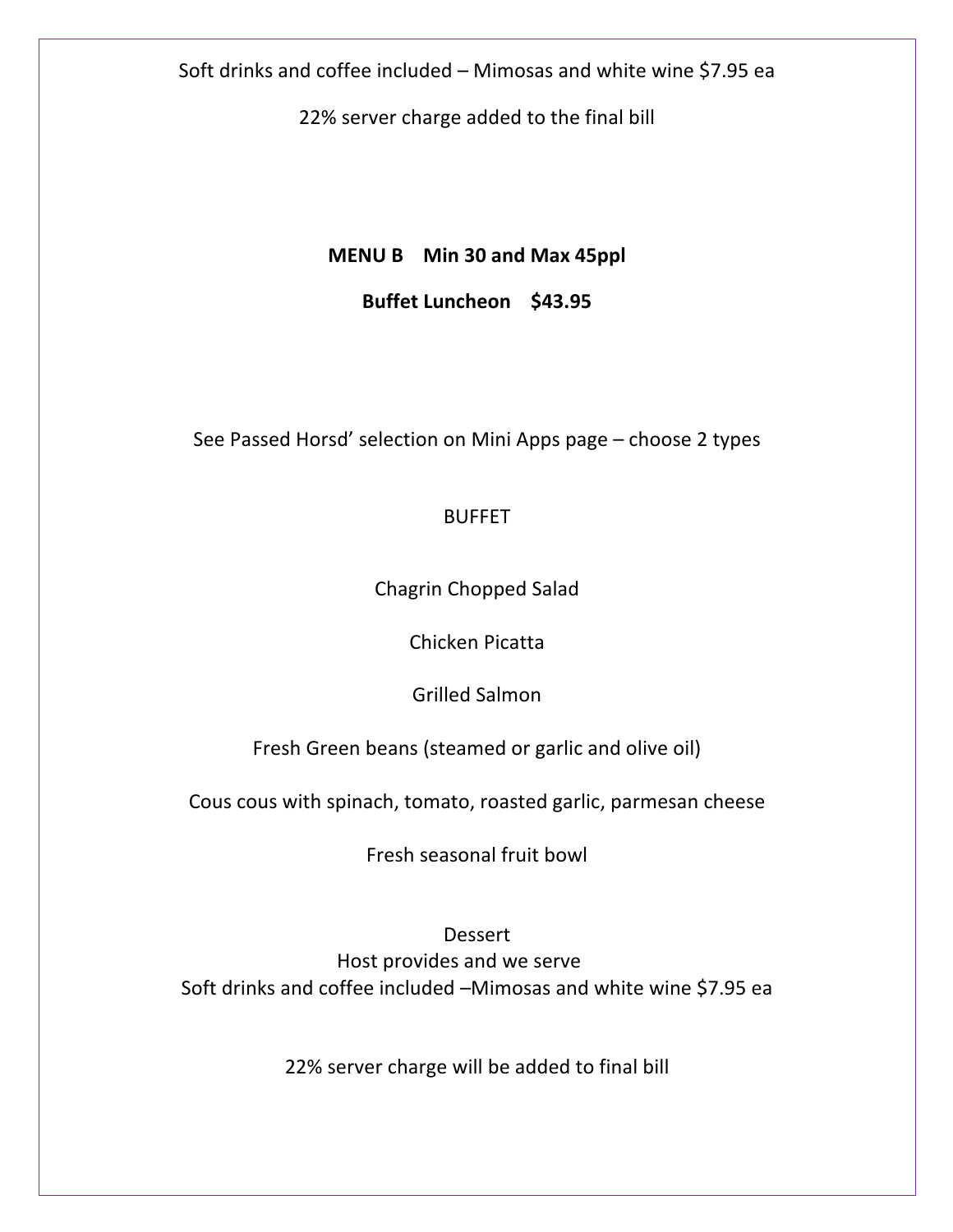Soft drinks and coffee included – Mimosas and white wine $7.95 ea

22% server charge added to the final bill

**MENU B Min 30 and Max 45ppl**

**Buffet Luncheon $43.95**

See Passed Horsd' selection on Mini Apps page – choose 2 types

BUFFET

Chagrin Chopped Salad

Chicken Picatta

Grilled Salmon

Fresh Green beans (steamed or garlic and olive oil)

Cous cous with spinach, tomato, roasted garlic, parmesan cheese

Fresh seasonal fruit bowl

Dessert
Host provides and we serve
Soft drinks and coffee included –Mimosas and white wine $7.95 ea

22% server charge will be added to final bill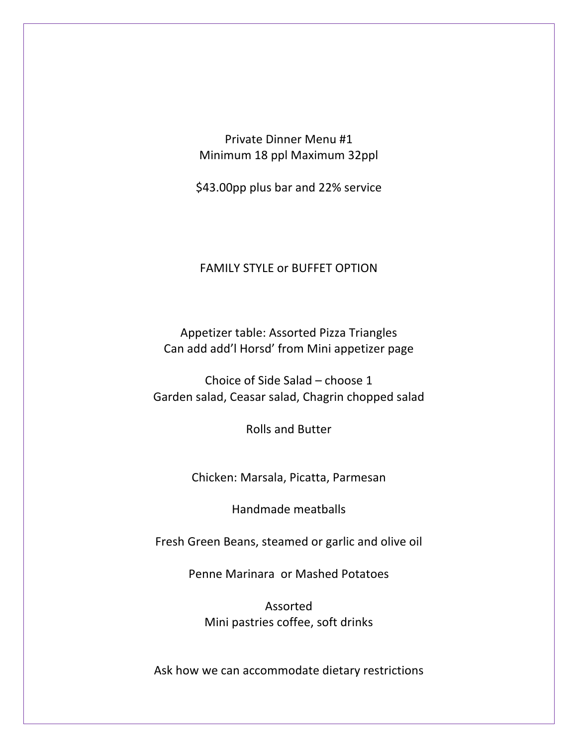# Private Dinner Menu #1

Minimum 18 ppl Maximum 32ppl

$43.00pp plus bar and 22% service

FAMILY STYLE or BUFFET OPTION

Appetizer table: Assorted Pizza Triangles
Can add add'l Horsd' from Mini appetizer page

Choice of Side Salad – choose 1
Garden salad, Ceasar salad, Chagrin chopped salad

Rolls and Butter

Chicken: Marsala, Picatta, Parmesan

Handmade meatballs

Fresh Green Beans, steamed or garlic and olive oil

Penne Marinara or Mashed Potatoes

Assorted
Mini pastries coffee, soft drinks

Ask how we can accommodate dietary restrictions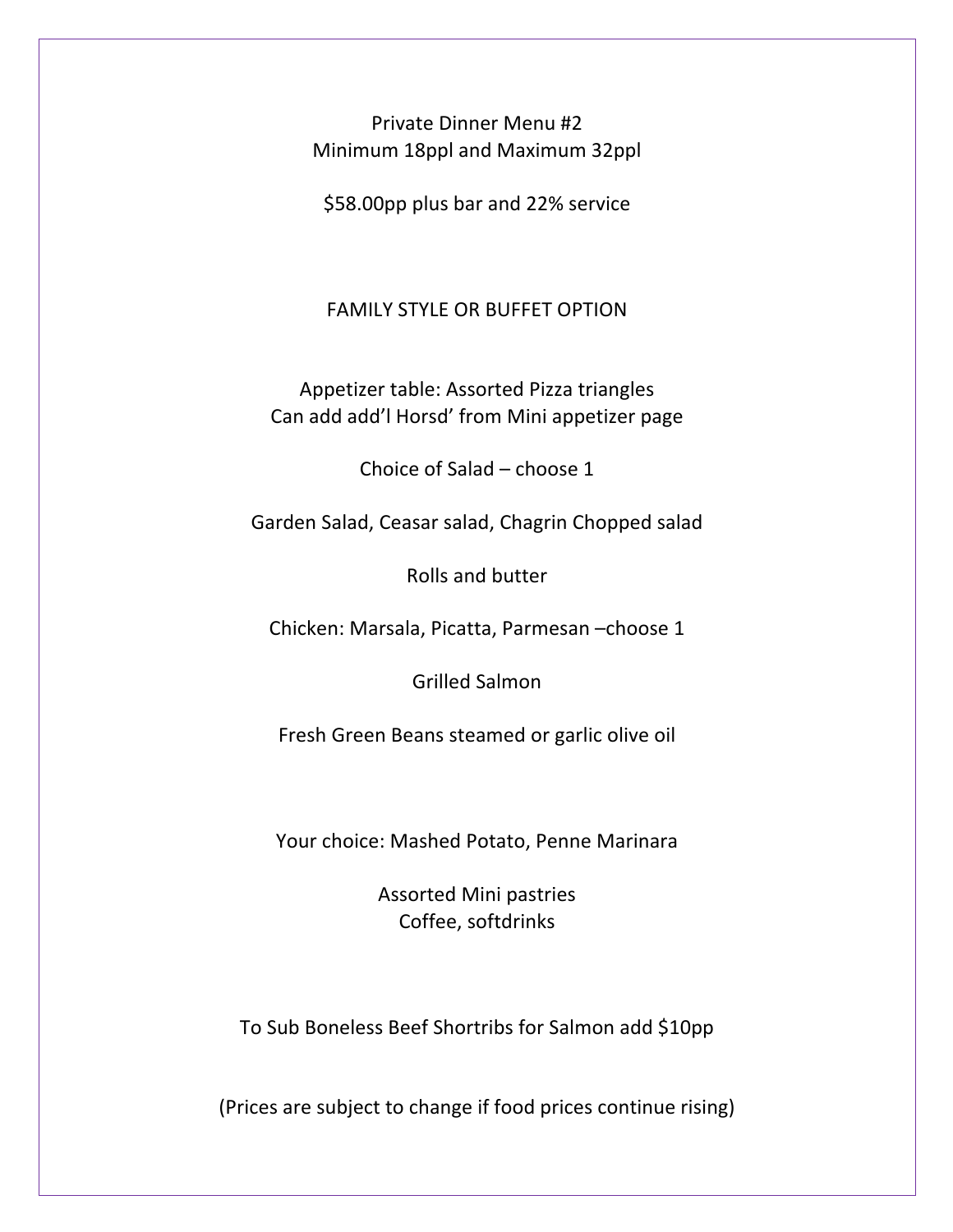Private Dinner Menu #2
Minimum 18ppl and Maximum 32ppl

$58.00pp plus bar and 22% service

FAMILY STYLE OR BUFFET OPTION

Appetizer table: Assorted Pizza triangles
Can add add'l Horsd' from Mini appetizer page

Choice of Salad – choose 1

Garden Salad, Ceasar salad, Chagrin Chopped salad

Rolls and butter

Chicken: Marsala, Picatta, Parmesan –choose 1

Grilled Salmon

Fresh Green Beans steamed or garlic olive oil

Your choice: Mashed Potato, Penne Marinara

Assorted Mini pastries
Coffee, softdrinks

To Sub Boneless Beef Shortribs for Salmon add $10pp

(Prices are subject to change if food prices continue rising)